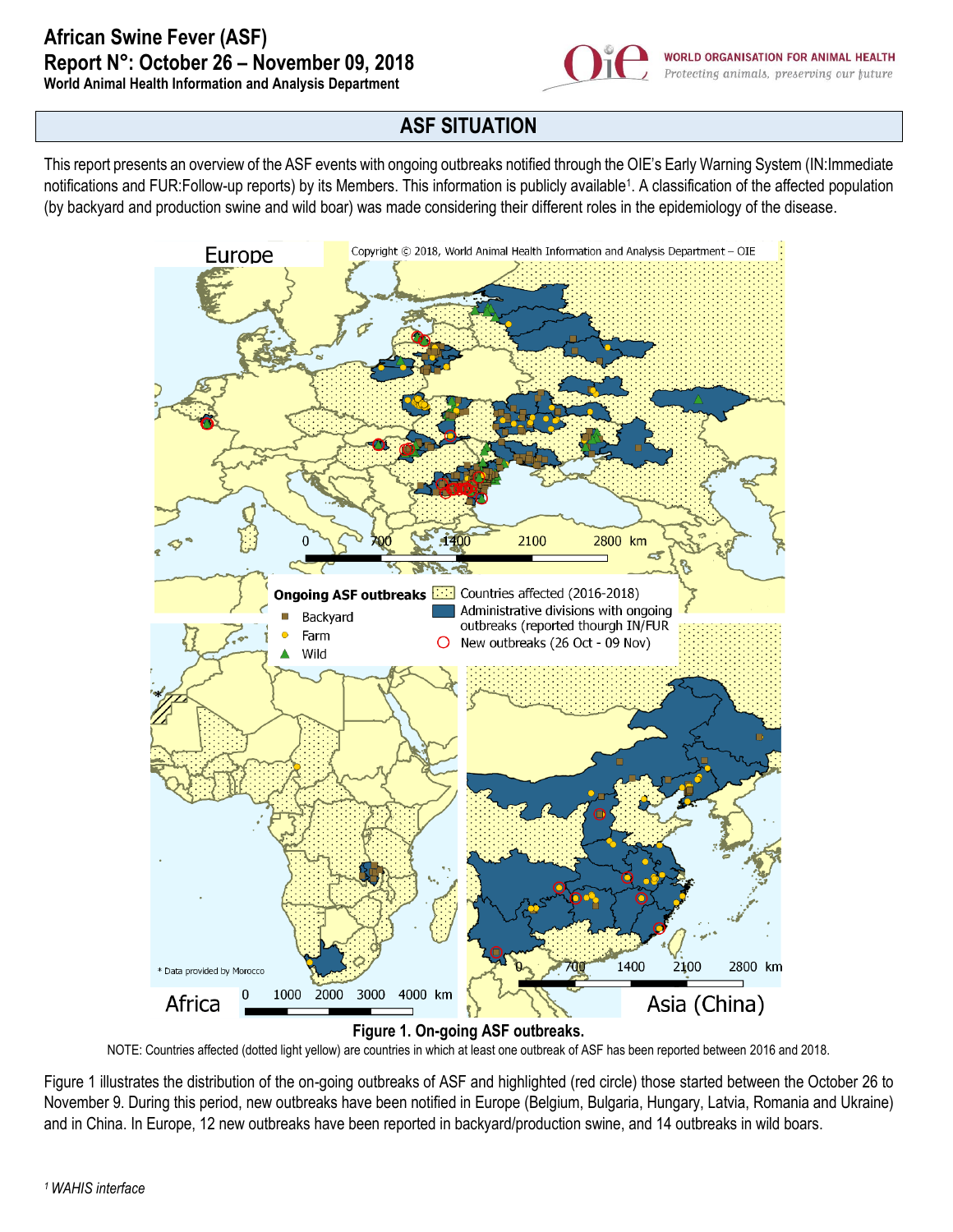# African Swine Fever (ASF)

## Report N°: October 26 – November 09, 2018

**World Animal Health Information and Analysis Department**

WORLD ORGANISATION FOR ANIMAL HEALTH
*Protecting animals, preserving our future*

## ASF SITUATION

This report presents an overview of the ASF events with ongoing outbreaks notified through the OIE's Early Warning System (IN:Immediate notifications and FUR:Follow-up reports) by its Members. This information is publicly available[1]. A classification of the affected population (by backyard and production swine and wild boar) was made considering their different roles in the epidemiology of the disease.

**Figure 1. On-going ASF outbreaks.**

NOTE: Countries affected (dotted light yellow) are countries in which at least one outbreak of ASF has been reported between 2016 and 2018.

Figure 1 illustrates the distribution of the on-going outbreaks of ASF and highlighted (red circle) those started between the October 26 to November 9. During this period, new outbreaks have been notified in Europe (Belgium, Bulgaria, Hungary, Latvia, Romania and Ukraine) and in China. In Europe, 12 new outbreaks have been reported in backyard/production swine, and 14 outbreaks in wild boars.

[1] *WAHIS interface*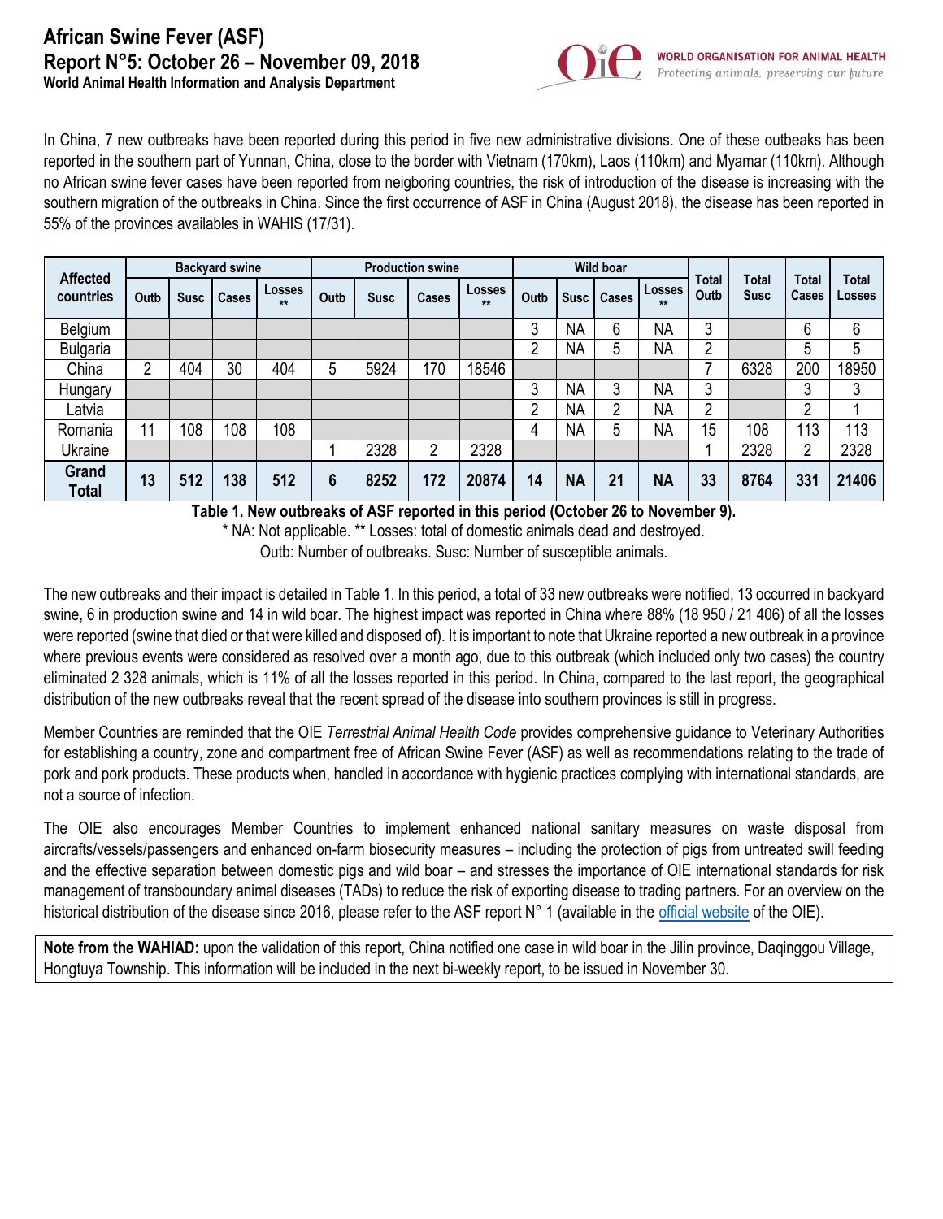# African Swine Fever (ASF)
## Report N°5: October 26 – November 09, 2018
**World Animal Health Information and Analysis Department**

In China, 7 new outbreaks have been reported during this period in five new administrative divisions. One of these outbeaks has been reported in the southern part of Yunnan, China, close to the border with Vietnam (170km), Laos (110km) and Myamar (110km). Although no African swine fever cases have been reported from neigboring countries, the risk of introduction of the disease is increasing with the southern migration of the outbreaks in China. Since the first occurrence of ASF in China (August 2018), the disease has been reported in 55% of the provinces availables in WAHIS (17/31).

| Affected countries | Backyard swine | | | | Production swine | | | | Wild boar | | | | Total Outb | Total Susc | Total Cases | Total Losses |
|---|---|---|---|---|---|---|---|---|---|---|---|---|---|---|---|---|
| | Outb | Susc | Cases | Losses ** | Outb | Susc | Cases | Losses ** | Outb | Susc | Cases | Losses ** | | | | |
| Belgium | | | | | | | | | 3 | NA | 6 | NA | 3 | | 6 | 6 |
| Bulgaria | | | | | | | | | 2 | NA | 5 | NA | 2 | | 5 | 5 |
| China | 2 | 404 | 30 | 404 | 5 | 5924 | 170 | 18546 | | | | | 7 | 6328 | 200 | 18950 |
| Hungary | | | | | | | | | 3 | NA | 3 | NA | 3 | | 3 | 3 |
| Latvia | | | | | | | | | 2 | NA | 2 | NA | 2 | | 2 | 1 |
| Romania | 11 | 108 | 108 | 108 | | | | | 4 | NA | 5 | NA | 15 | 108 | 113 | 113 |
| Ukraine | | | | | 1 | 2328 | 2 | 2328 | | | | | 1 | 2328 | 2 | 2328 |
| **Grand Total** | **13** | **512** | **138** | **512** | **6** | **8252** | **172** | **20874** | **14** | **NA** | **21** | **NA** | **33** | **8764** | **331** | **21406** |

**Table 1. New outbreaks of ASF reported in this period (October 26 to November 9).**

* NA: Not applicable. ** Losses: total of domestic animals dead and destroyed.

Outb: Number of outbreaks. Susc: Number of susceptible animals.

The new outbreaks and their impact is detailed in Table 1. In this period, a total of 33 new outbreaks were notified, 13 occurred in backyard swine, 6 in production swine and 14 in wild boar. The highest impact was reported in China where 88% (18 950 / 21 406) of all the losses were reported (swine that died or that were killed and disposed of). It is important to note that Ukraine reported a new outbreak in a province where previous events were considered as resolved over a month ago, due to this outbreak (which included only two cases) the country eliminated 2 328 animals, which is 11% of all the losses reported in this period. In China, compared to the last report, the geographical distribution of the new outbreaks reveal that the recent spread of the disease into southern provinces is still in progress.

Member Countries are reminded that the OIE *Terrestrial Animal Health Code* provides comprehensive guidance to Veterinary Authorities for establishing a country, zone and compartment free of African Swine Fever (ASF) as well as recommendations relating to the trade of pork and pork products. These products when, handled in accordance with hygienic practices complying with international standards, are not a source of infection.

The OIE also encourages Member Countries to implement enhanced national sanitary measures on waste disposal from aircrafts/vessels/passengers and enhanced on-farm biosecurity measures – including the protection of pigs from untreated swill feeding and the effective separation between domestic pigs and wild boar – and stresses the importance of OIE international standards for risk management of transboundary animal diseases (TADs) to reduce the risk of exporting disease to trading partners. For an overview on the historical distribution of the disease since 2016, please refer to the ASF report N° 1 (available in the official website of the OIE).

**Note from the WAHIAD:** upon the validation of this report, China notified one case in wild boar in the Jilin province, Daqinggou Village, Hongtuya Township. This information will be included in the next bi-weekly report, to be issued in November 30.